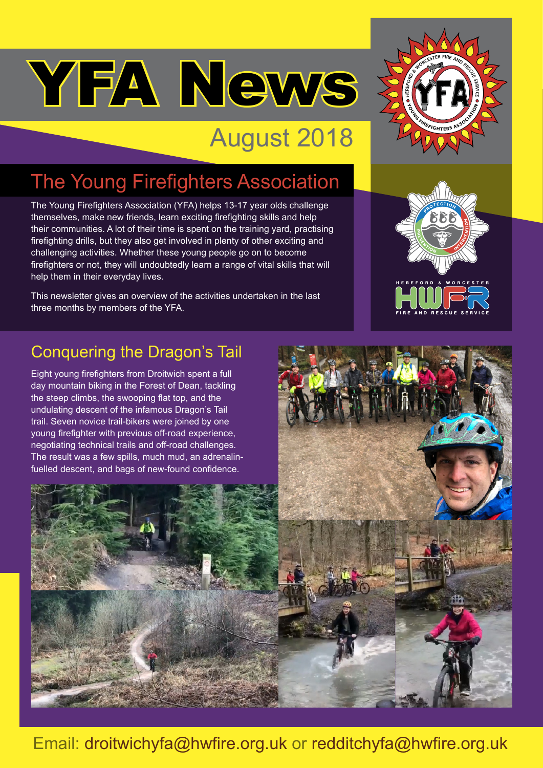# YFA News

August 2018

## The Young Firefighters Association

The Young Firefighters Association (YFA) helps 13-17 year olds challenge themselves, make new friends, learn exciting firefighting skills and help their communities. A lot of their time is spent on the training yard, practising firefighting drills, but they also get involved in plenty of other exciting and challenging activities. Whether these young people go on to become firefighters or not, they will undoubtedly learn a range of vital skills that will help them in their everyday lives.

This newsletter gives an overview of the activities undertaken in the last three months by members of the YFA.

## Conquering the Dragon's Tail

Eight young firefighters from Droitwich spent a full day mountain biking in the Forest of Dean, tackling the steep climbs, the swooping flat top, and the undulating descent of the infamous Dragon's Tail trail. Seven novice trail-bikers were joined by one young firefighter with previous off-road experience, negotiating technical trails and off-road challenges. The result was a few spills, much mud, an adrenalin-fuelled descent, and bags of new-found confidence.

Email: droitwichyfa@hwfire.org.uk or redditchyfa@hwfire.org.uk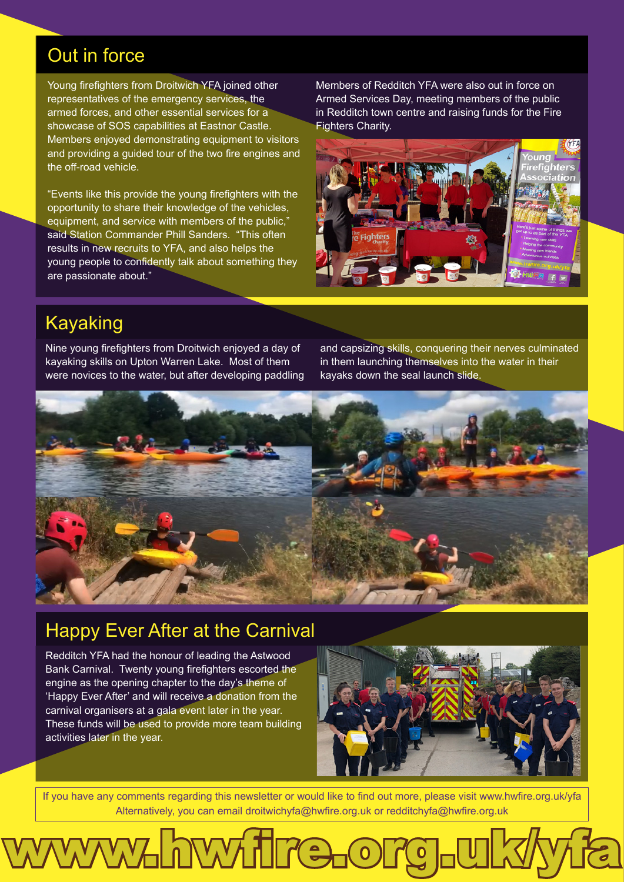## Out in force

Young firefighters from Droitwich YFA joined other representatives of the emergency services, the armed forces, and other essential services for a showcase of SOS capabilities at Eastnor Castle. Members enjoyed demonstrating equipment to visitors and providing a guided tour of the two fire engines and the off-road vehicle.

"Events like this provide the young firefighters with the opportunity to share their knowledge of the vehicles, equipment, and service with members of the public," said Station Commander Phill Sanders. "This often results in new recruits to YFA, and also helps the young people to confidently talk about something they are passionate about."

Members of Redditch YFA were also out in force on Armed Services Day, meeting members of the public in Redditch town centre and raising funds for the Fire Fighters Charity.

## Kayaking

Nine young firefighters from Droitwich enjoyed a day of kayaking skills on Upton Warren Lake. Most of them were novices to the water, but after developing paddling and capsizing skills, conquering their nerves culminated in them launching themselves into the water in their kayaks down the seal launch slide.

## Happy Ever After at the Carnival

Redditch YFA had the honour of leading the Astwood Bank Carnival. Twenty young firefighters escorted the engine as the opening chapter to the day's theme of 'Happy Ever After' and will receive a donation from the carnival organisers at a gala event later in the year. These funds will be used to provide more team building activities later in the year.

If you have any comments regarding this newsletter or would like to find out more, please visit www.hwfire.org.uk/yfa
Alternatively, you can email droitwichyfa@hwfire.org.uk or redditchyfa@hwfire.org.uk

**www.hwfire.org.uk/yfa**